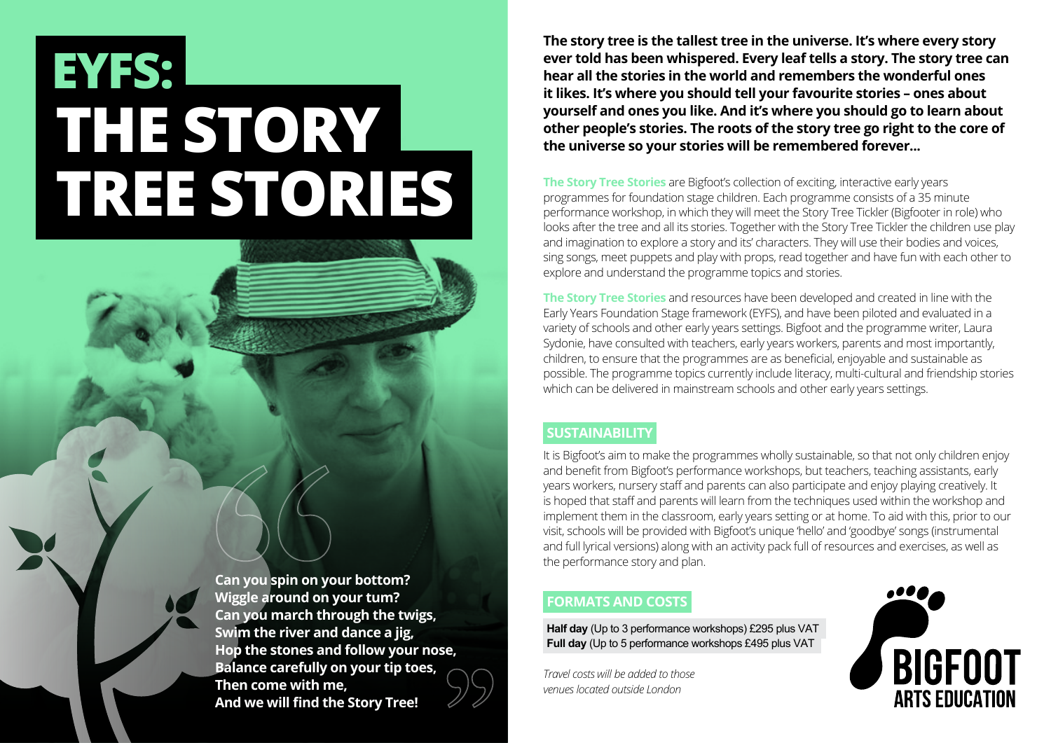# EYFS: THE STORY TREE STORIES

> Can you spin on your bottom?
> Wiggle around on your tum?
> Can you march through the twigs,
> Swim the river and dance a jig,
> Hop the stones and follow your nose,
> Balance carefully on your tip toes,
> Then come with me,
> And we will find the Story Tree!

**The story tree is the tallest tree in the universe. It's where every story ever told has been whispered. Every leaf tells a story. The story tree can hear all the stories in the world and remembers the wonderful ones it likes. It's where you should tell your favourite stories – ones about yourself and ones you like. And it's where you should go to learn about other people's stories. The roots of the story tree go right to the core of the universe so your stories will be remembered forever...**

**The Story Tree Stories** are Bigfoot's collection of exciting, interactive early years programmes for foundation stage children. Each programme consists of a 35 minute performance workshop, in which they will meet the Story Tree Tickler (Bigfooter in role) who looks after the tree and all its stories. Together with the Story Tree Tickler the children use play and imagination to explore a story and its' characters. They will use their bodies and voices, sing songs, meet puppets and play with props, read together and have fun with each other to explore and understand the programme topics and stories.

**The Story Tree Stories** and resources have been developed and created in line with the Early Years Foundation Stage framework (EYFS), and have been piloted and evaluated in a variety of schools and other early years settings. Bigfoot and the programme writer, Laura Sydonie, have consulted with teachers, early years workers, parents and most importantly, children, to ensure that the programmes are as beneficial, enjoyable and sustainable as possible. The programme topics currently include literacy, multi-cultural and friendship stories which can be delivered in mainstream schools and other early years settings.

## SUSTAINABILITY

It is Bigfoot's aim to make the programmes wholly sustainable, so that not only children enjoy and benefit from Bigfoot's performance workshops, but teachers, teaching assistants, early years workers, nursery staff and parents can also participate and enjoy playing creatively. It is hoped that staff and parents will learn from the techniques used within the workshop and implement them in the classroom, early years setting or at home. To aid with this, prior to our visit, schools will be provided with Bigfoot's unique 'hello' and 'goodbye' songs (instrumental and full lyrical versions) along with an activity pack full of resources and exercises, as well as the performance story and plan.

## FORMATS AND COSTS

**Half day** (Up to 3 performance workshops) £295 plus VAT
**Full day** (Up to 5 performance workshops £495 plus VAT

*Travel costs will be added to those venues located outside London*

BIGFOOT ARTS EDUCATION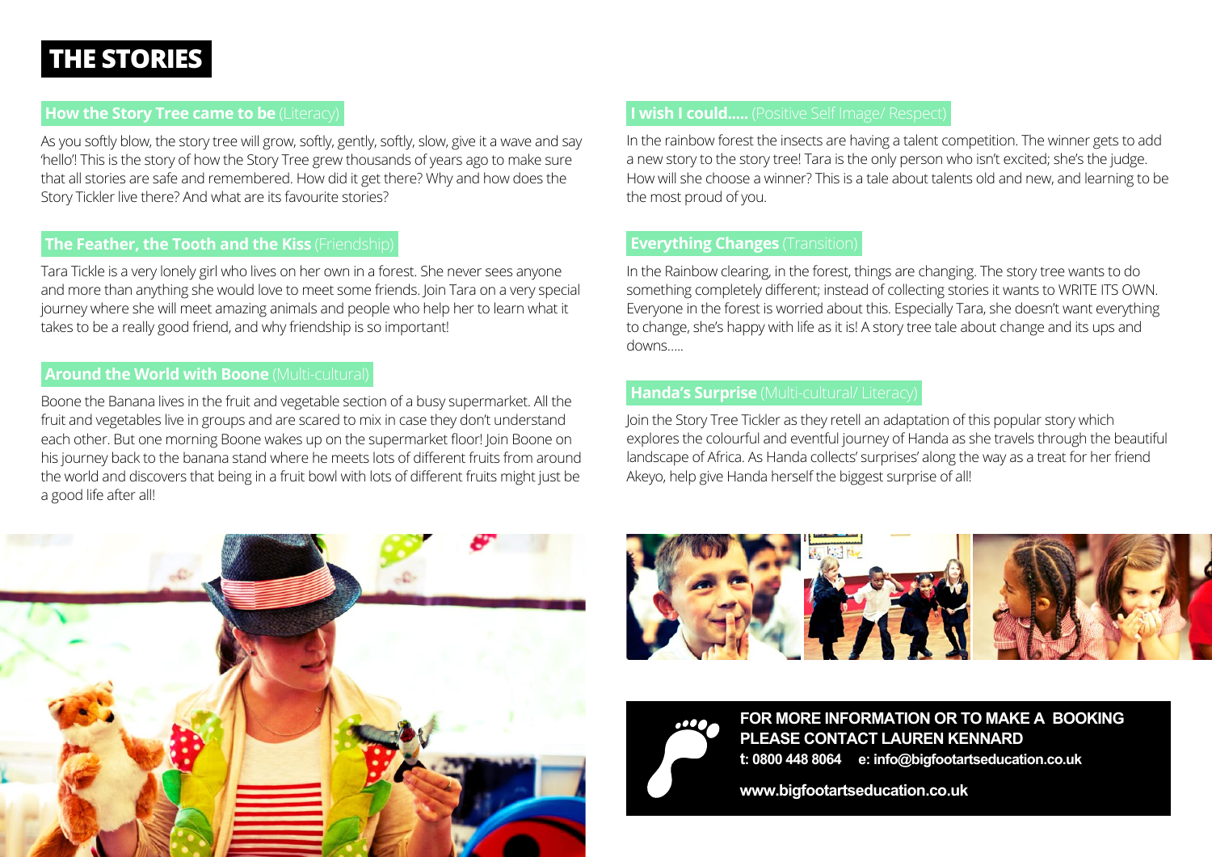# THE STORIES

### How the Story Tree came to be (Literacy)

As you softly blow, the story tree will grow, softly, gently, softly, slow, give it a wave and say 'hello'! This is the story of how the Story Tree grew thousands of years ago to make sure that all stories are safe and remembered. How did it get there? Why and how does the Story Tickler live there? And what are its favourite stories?

### The Feather, the Tooth and the Kiss (Friendship)

Tara Tickle is a very lonely girl who lives on her own in a forest. She never sees anyone and more than anything she would love to meet some friends. Join Tara on a very special journey where she will meet amazing animals and people who help her to learn what it takes to be a really good friend, and why friendship is so important!

### Around the World with Boone (Multi-cultural)

Boone the Banana lives in the fruit and vegetable section of a busy supermarket. All the fruit and vegetables live in groups and are scared to mix in case they don't understand each other. But one morning Boone wakes up on the supermarket floor! Join Boone on his journey back to the banana stand where he meets lots of different fruits from around the world and discovers that being in a fruit bowl with lots of different fruits might just be a good life after all!

### I wish I could..... (Positive Self Image/ Respect)

In the rainbow forest the insects are having a talent competition. The winner gets to add a new story to the story tree! Tara is the only person who isn't excited; she's the judge. How will she choose a winner? This is a tale about talents old and new, and learning to be the most proud of you.

### Everything Changes (Transition)

In the Rainbow clearing, in the forest, things are changing. The story tree wants to do something completely different; instead of collecting stories it wants to WRITE ITS OWN. Everyone in the forest is worried about this. Especially Tara, she doesn't want everything to change, she's happy with life as it is! A story tree tale about change and its ups and downs.....

### Handa's Surprise (Multi-cultural/ Literacy)

Join the Story Tree Tickler as they retell an adaptation of this popular story which explores the colourful and eventful journey of Handa as she travels through the beautiful landscape of Africa. As Handa collects' surprises' along the way as a treat for her friend Akeyo, help give Handa herself the biggest surprise of all!

**FOR MORE INFORMATION OR TO MAKE A BOOKING PLEASE CONTACT LAUREN KENNARD**

**t: 0800 448 8064 e: info@bigfootartseducation.co.uk**

**www.bigfootartseducation.co.uk**